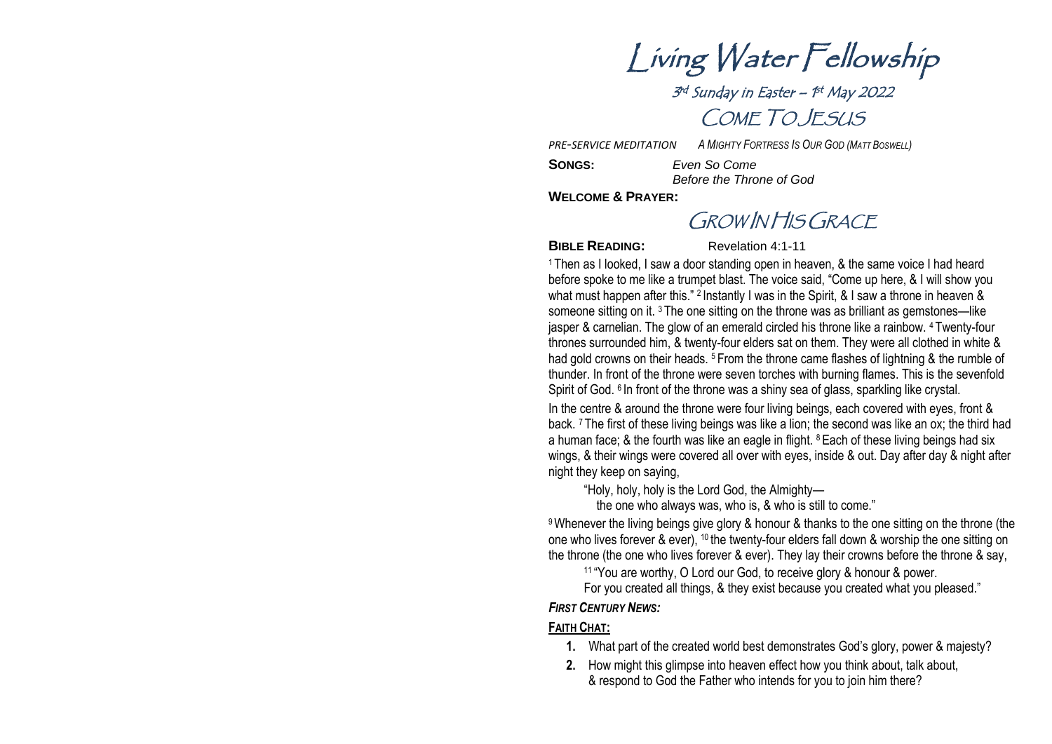# Living Water Fellowship

3rd Sunday in Easter – 1st May 2022

## COME TO JESUS

*PRE-SERVICE MEDITATION* *A MIGHTY FORTRESS IS OUR GOD (MATT BOSWELL)*

**SONGS:** *Even So Come*
*Before the Throne of God*

**WELCOME & PRAYER:**

## GROW IN HIS GRACE

**BIBLE READING:** Revelation 4:1-11

1 Then as I looked, I saw a door standing open in heaven, & the same voice I had heard before spoke to me like a trumpet blast. The voice said, "Come up here, & I will show you what must happen after this." 2 Instantly I was in the Spirit, & I saw a throne in heaven & someone sitting on it. 3 The one sitting on the throne was as brilliant as gemstones—like jasper & carnelian. The glow of an emerald circled his throne like a rainbow. 4 Twenty-four thrones surrounded him, & twenty-four elders sat on them. They were all clothed in white & had gold crowns on their heads. 5 From the throne came flashes of lightning & the rumble of thunder. In front of the throne were seven torches with burning flames. This is the sevenfold Spirit of God. 6 In front of the throne was a shiny sea of glass, sparkling like crystal.

In the centre & around the throne were four living beings, each covered with eyes, front & back. 7 The first of these living beings was like a lion; the second was like an ox; the third had a human face; & the fourth was like an eagle in flight. 8 Each of these living beings had six wings, & their wings were covered all over with eyes, inside & out. Day after day & night after night they keep on saying,

> "Holy, holy, holy is the Lord God, the Almighty—
> the one who always was, who is, & who is still to come."

9 Whenever the living beings give glory & honour & thanks to the one sitting on the throne (the one who lives forever & ever), 10 the twenty-four elders fall down & worship the one sitting on the throne (the one who lives forever & ever). They lay their crowns before the throne & say,

> 11 "You are worthy, O Lord our God, to receive glory & honour & power.
> For you created all things, & they exist because you created what you pleased."

***FIRST CENTURY NEWS:***

**FAITH CHAT:**

1. What part of the created world best demonstrates God's glory, power & majesty?
2. How might this glimpse into heaven effect how you think about, talk about, & respond to God the Father who intends for you to join him there?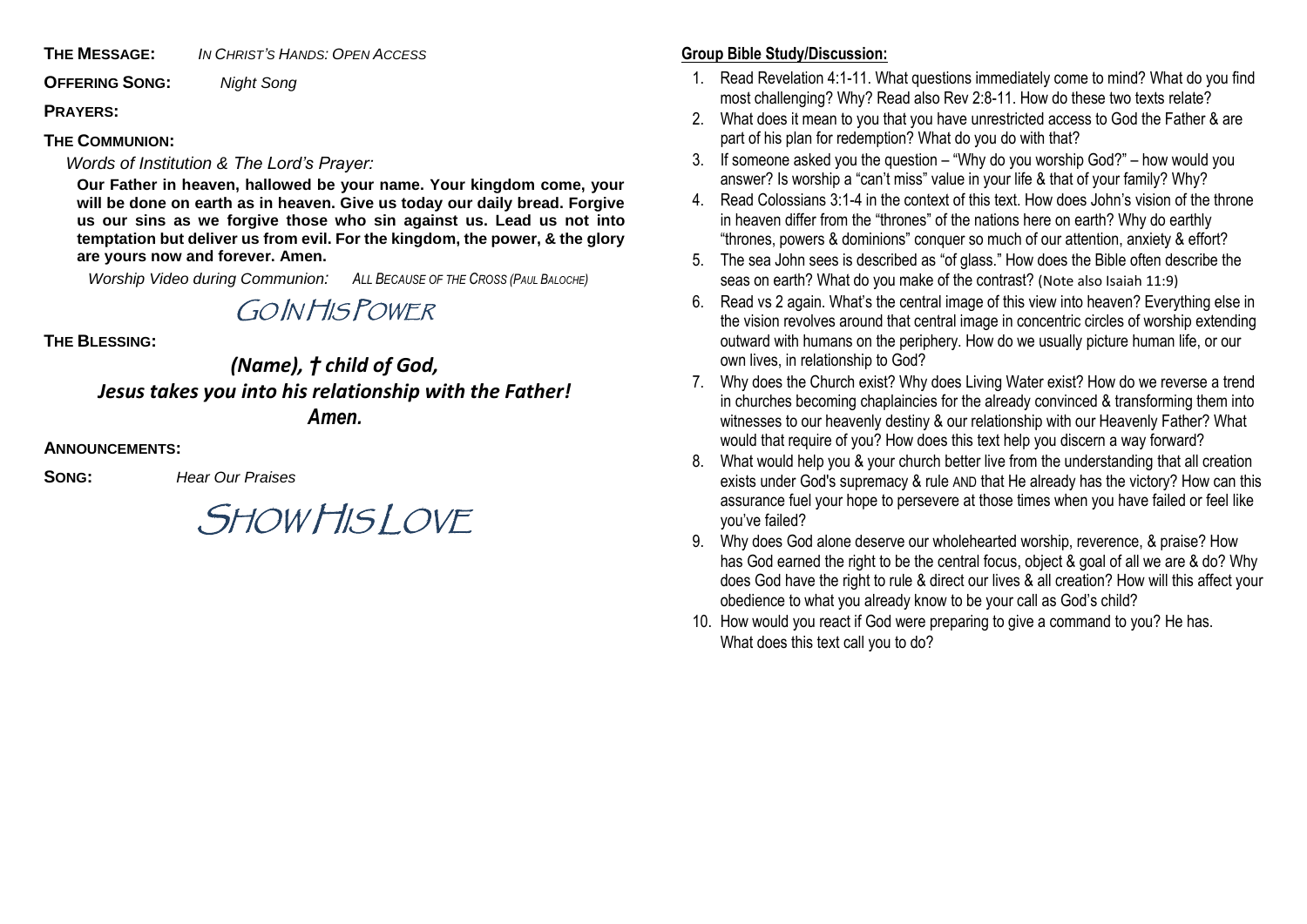**THE MESSAGE:** *IN CHRIST'S HANDS: OPEN ACCESS*

**OFFERING SONG:** *Night Song*

**PRAYERS:**

**THE COMMUNION:**

*Words of Institution & The Lord's Prayer:*

**Our Father in heaven, hallowed be your name. Your kingdom come, your will be done on earth as in heaven. Give us today our daily bread. Forgive us our sins as we forgive those who sin against us. Lead us not into temptation but deliver us from evil. For the kingdom, the power, & the glory are yours now and forever. Amen.**

*Worship Video during Communion:* *ALL BECAUSE OF THE CROSS (PAUL BALOCHE)*

## GO IN HIS POWER

**THE BLESSING:**

***(Name), † child of God,***
***Jesus takes you into his relationship with the Father!***
***Amen.***

**ANNOUNCEMENTS:**

**SONG:** *Hear Our Praises*

## SHOW HIS LOVE

**Group Bible Study/Discussion:**

1. Read Revelation 4:1-11. What questions immediately come to mind? What do you find most challenging? Why? Read also Rev 2:8-11. How do these two texts relate?
2. What does it mean to you that you have unrestricted access to God the Father & are part of his plan for redemption? What do you do with that?
3. If someone asked you the question – "Why do you worship God?" – how would you answer? Is worship a "can't miss" value in your life & that of your family? Why?
4. Read Colossians 3:1-4 in the context of this text. How does John's vision of the throne in heaven differ from the "thrones" of the nations here on earth? Why do earthly "thrones, powers & dominions" conquer so much of our attention, anxiety & effort?
5. The sea John sees is described as "of glass." How does the Bible often describe the seas on earth? What do you make of the contrast? (Note also Isaiah 11:9)
6. Read vs 2 again. What's the central image of this view into heaven? Everything else in the vision revolves around that central image in concentric circles of worship extending outward with humans on the periphery. How do we usually picture human life, or our own lives, in relationship to God?
7. Why does the Church exist? Why does Living Water exist? How do we reverse a trend in churches becoming chaplaincies for the already convinced & transforming them into witnesses to our heavenly destiny & our relationship with our Heavenly Father? What would that require of you? How does this text help you discern a way forward?
8. What would help you & your church better live from the understanding that all creation exists under God's supremacy & rule AND that He already has the victory? How can this assurance fuel your hope to persevere at those times when you have failed or feel like you've failed?
9. Why does God alone deserve our wholehearted worship, reverence, & praise? How has God earned the right to be the central focus, object & goal of all we are & do? Why does God have the right to rule & direct our lives & all creation? How will this affect your obedience to what you already know to be your call as God's child?
10. How would you react if God were preparing to give a command to you? He has. What does this text call you to do?